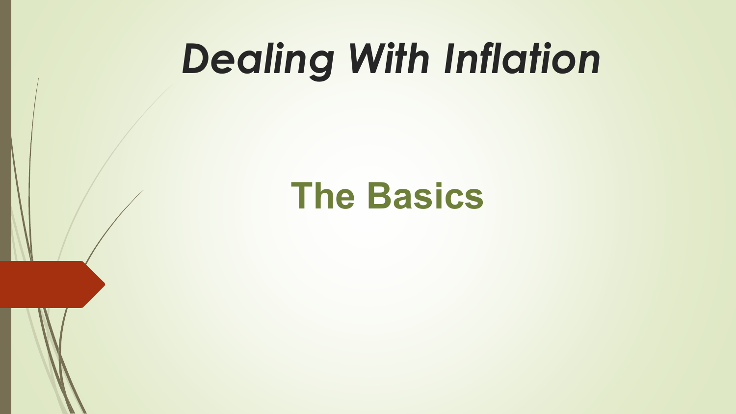# *Dealing With Inflation*

## The Basics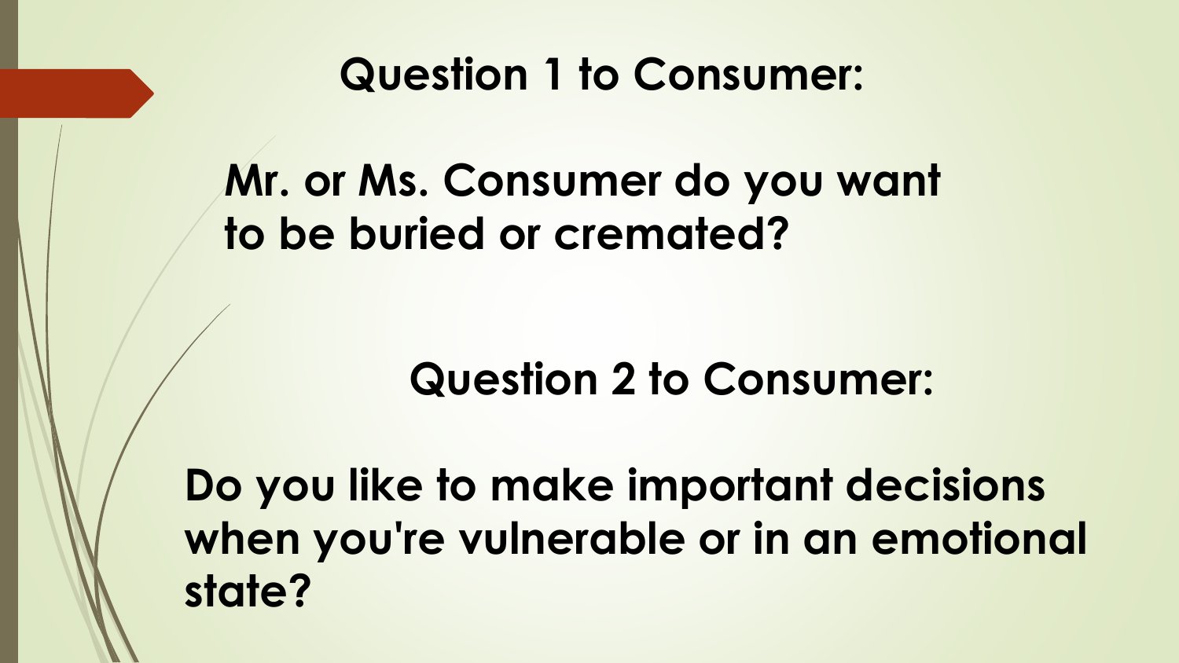## Question 1 to Consumer:

**Mr. or Ms. Consumer do you want to be buried or cremated?**

## Question 2 to Consumer:

**Do you like to make important decisions when you're vulnerable or in an emotional state?**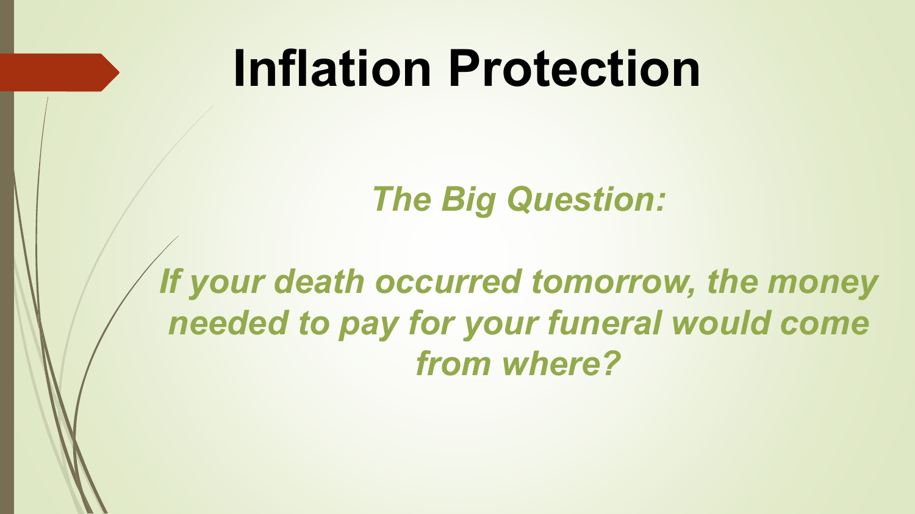# Inflation Protection

***The Big Question:***

***If your death occurred tomorrow, the money needed to pay for your funeral would come from where?***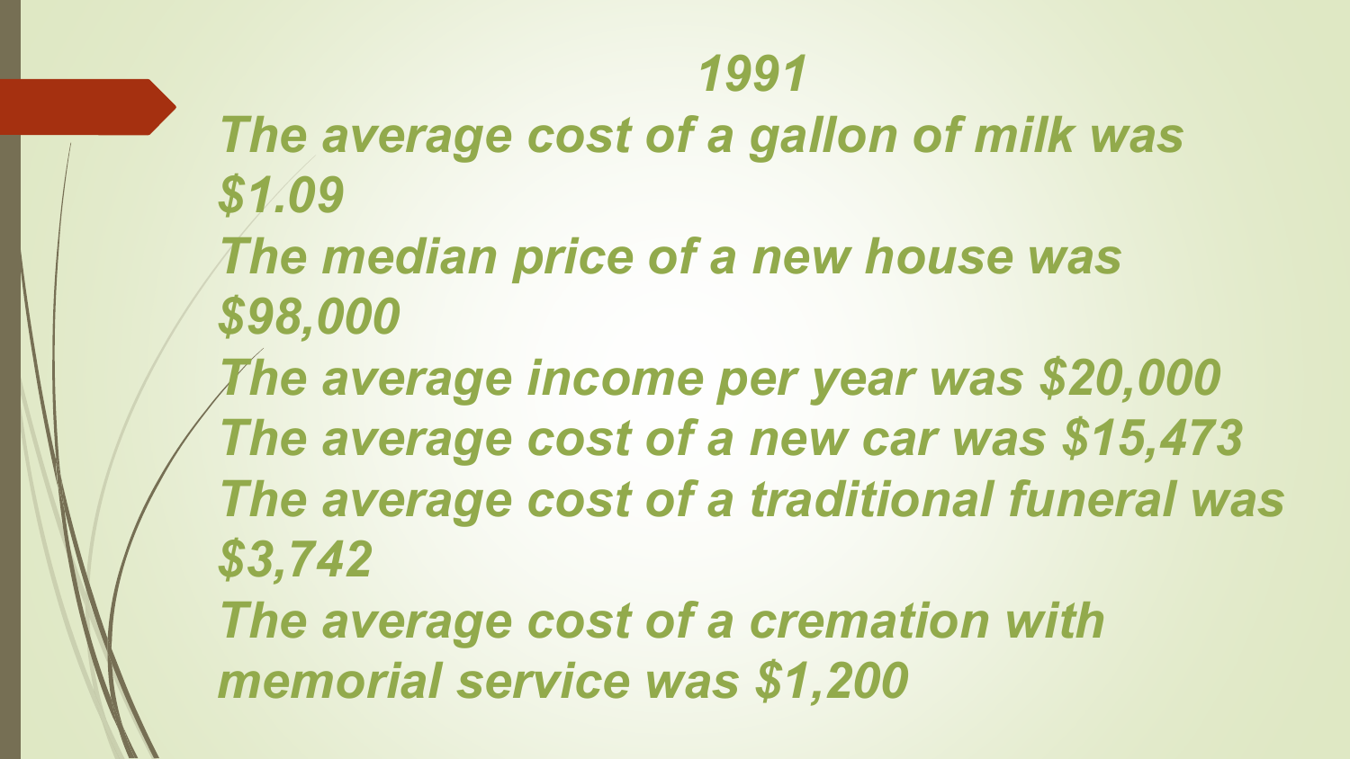# *1991*

*The average cost of a gallon of milk was $1.09*

*The median price of a new house was $98,000*

*The average income per year was $20,000*

*The average cost of a new car was $15,473*

*The average cost of a traditional funeral was $3,742*

*The average cost of a cremation with memorial service was $1,200*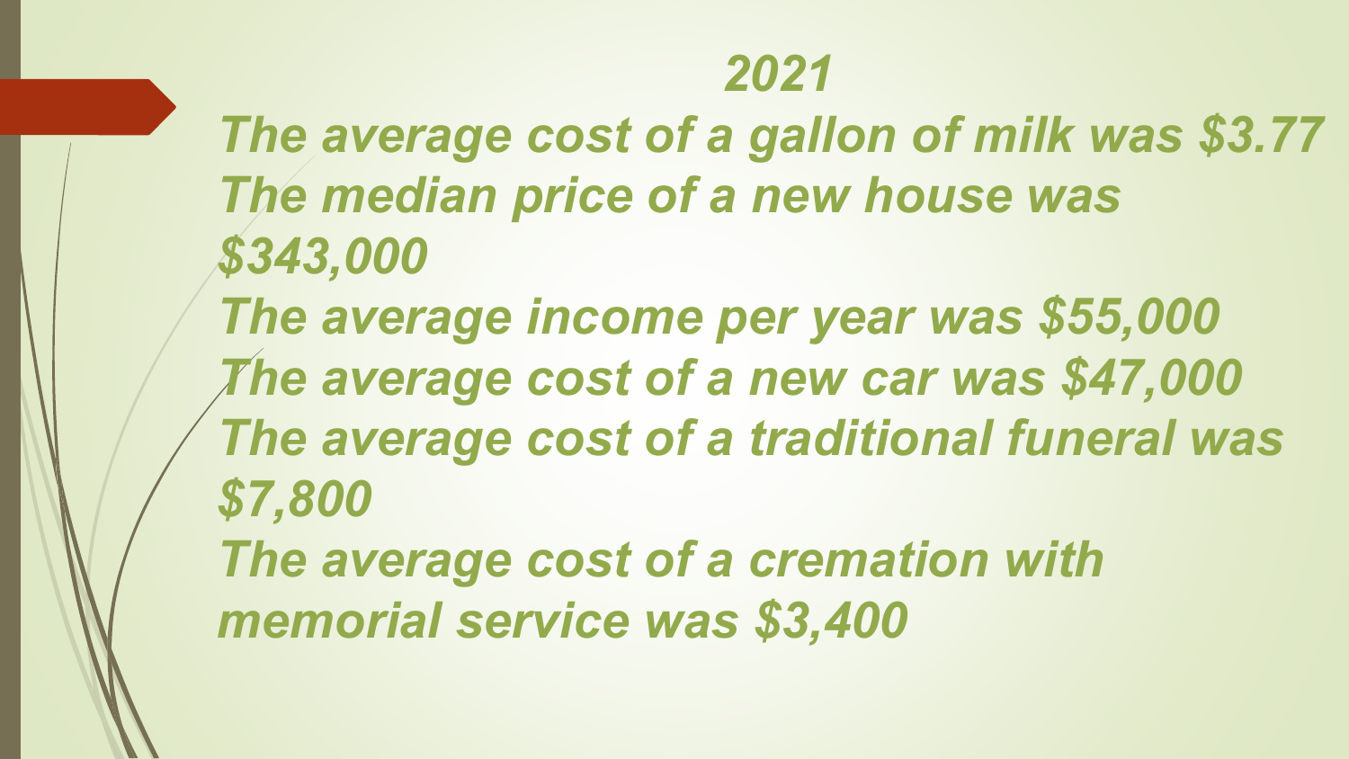## *2021*

*The average cost of a gallon of milk was $3.77*
*The median price of a new house was $343,000*
*The average income per year was $55,000*
*The average cost of a new car was $47,000*
*The average cost of a traditional funeral was $7,800*
*The average cost of a cremation with memorial service was $3,400*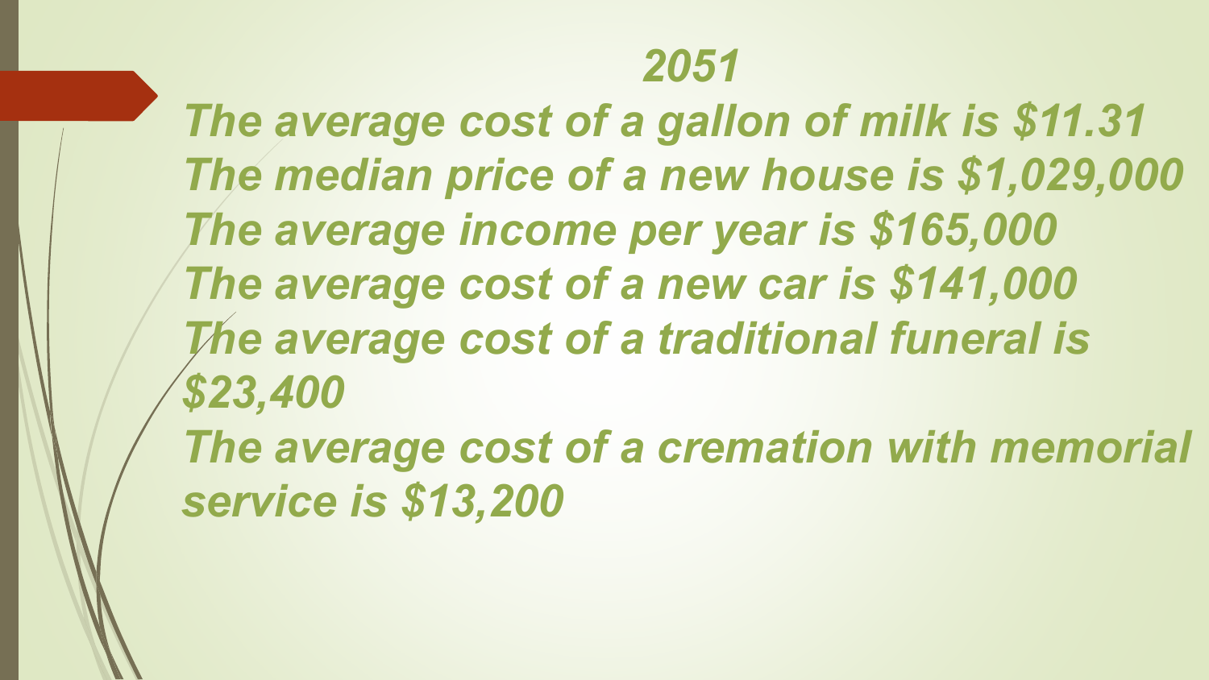# *2051*

*The average cost of a gallon of milk is $11.31*
*The median price of a new house is $1,029,000*
*The average income per year is $165,000*
*The average cost of a new car is $141,000*
*The average cost of a traditional funeral is $23,400*
*The average cost of a cremation with memorial service is $13,200*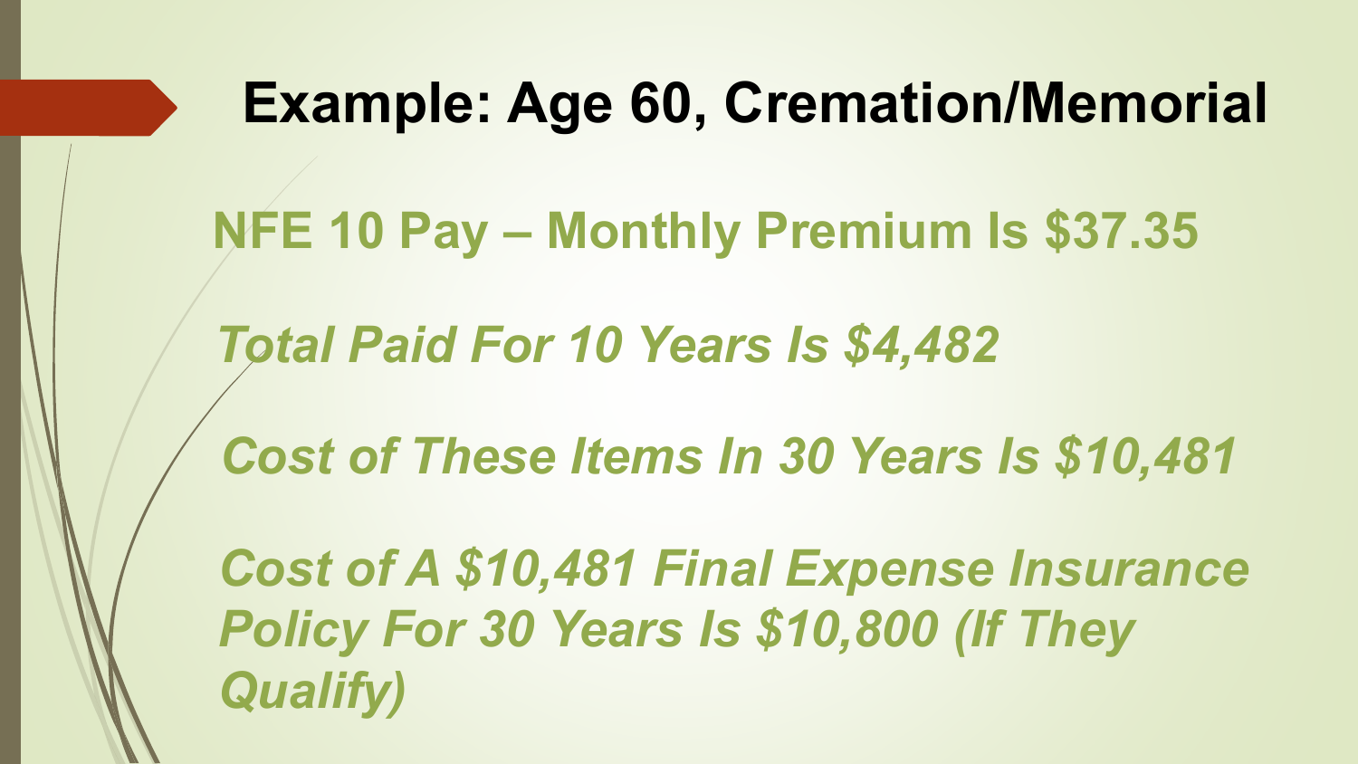# Example: Age 60, Cremation/Memorial

**NFE 10 Pay – Monthly Premium Is $37.35**

***Total Paid For 10 Years Is $4,482***

***Cost of These Items In 30 Years Is $10,481***

***Cost of A $10,481 Final Expense Insurance Policy For 30 Years Is $10,800 (If They Qualify)***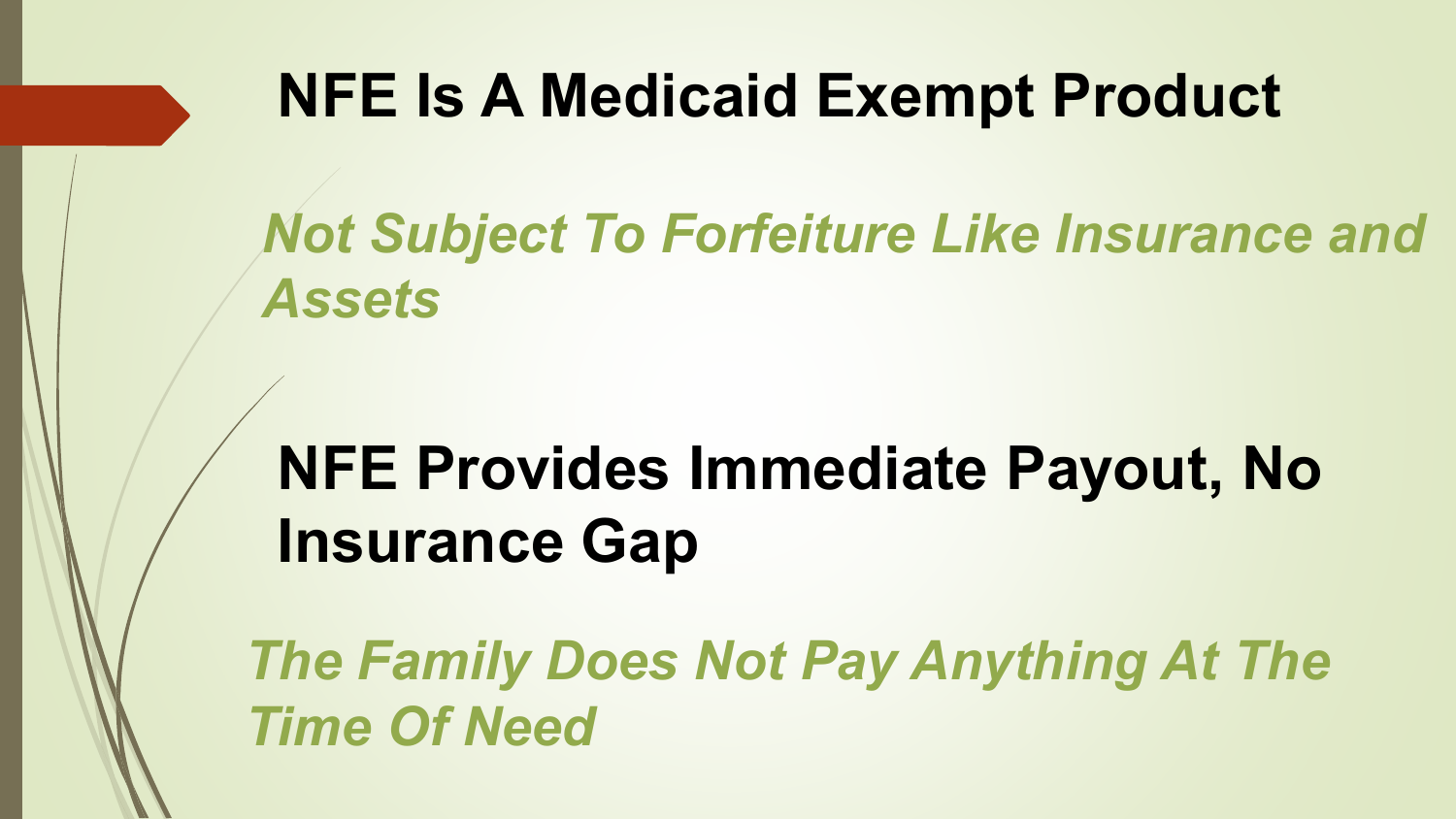## NFE Is A Medicaid Exempt Product

*Not Subject To Forfeiture Like Insurance and Assets*

## NFE Provides Immediate Payout, No Insurance Gap

*The Family Does Not Pay Anything At The Time Of Need*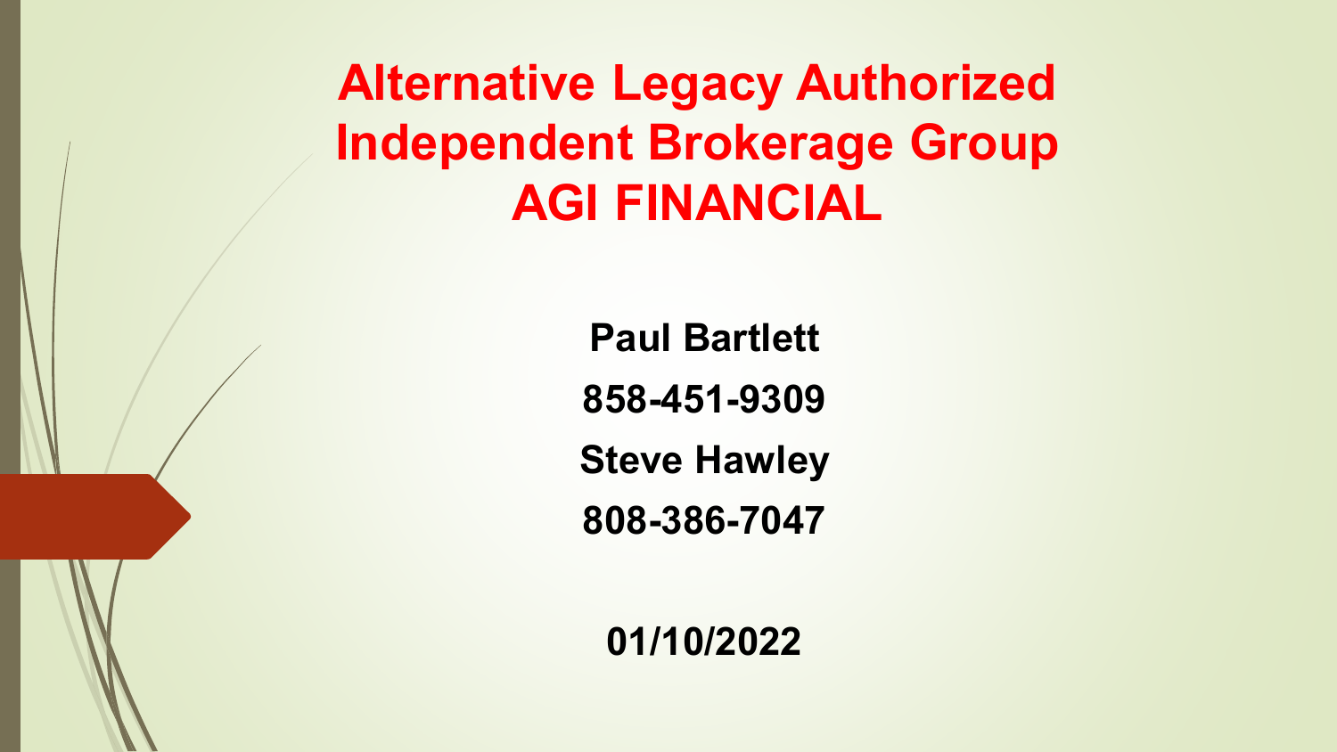# Alternative Legacy Authorized Independent Brokerage Group
# AGI FINANCIAL

**Paul Bartlett**

**858-451-9309**

**Steve Hawley**

**808-386-7047**

**01/10/2022**